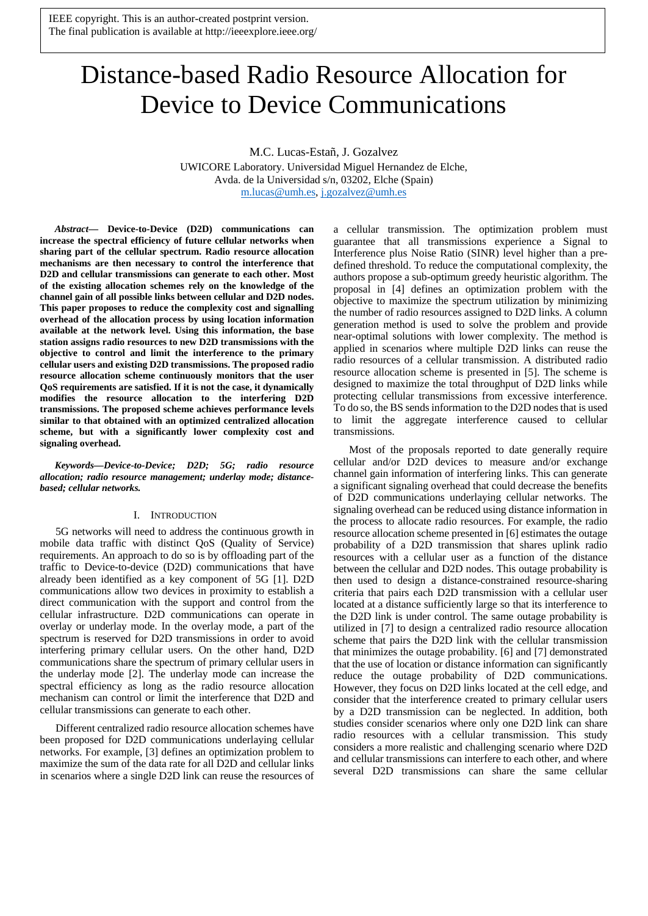IEEE copyright. This is an author-created postprint version.
The final publication is available at http://ieeexplore.ieee.org/

# Distance-based Radio Resource Allocation for Device to Device Communications

M.C. Lucas-Estañ, J. Gozalvez
UWICORE Laboratory. Universidad Miguel Hernandez de Elche,
Avda. de la Universidad s/n, 03202, Elche (Spain)
m.lucas@umh.es, j.gozalvez@umh.es

***Abstract*— Device-to-Device (D2D) communications can increase the spectral efficiency of future cellular networks when sharing part of the cellular spectrum. Radio resource allocation mechanisms are then necessary to control the interference that D2D and cellular transmissions can generate to each other. Most of the existing allocation schemes rely on the knowledge of the channel gain of all possible links between cellular and D2D nodes. This paper proposes to reduce the complexity cost and signalling overhead of the allocation process by using location information available at the network level. Using this information, the base station assigns radio resources to new D2D transmissions with the objective to control and limit the interference to the primary cellular users and existing D2D transmissions. The proposed radio resource allocation scheme continuously monitors that the user QoS requirements are satisfied. If it is not the case, it dynamically modifies the resource allocation to the interfering D2D transmissions. The proposed scheme achieves performance levels similar to that obtained with an optimized centralized allocation scheme, but with a significantly lower complexity cost and signaling overhead.**

***Keywords—Device-to-Device; D2D; 5G; radio resource allocation; radio resource management; underlay mode; distance-based; cellular networks.***

## I. Introduction

5G networks will need to address the continuous growth in mobile data traffic with distinct QoS (Quality of Service) requirements. An approach to do so is by offloading part of the traffic to Device-to-device (D2D) communications that have already been identified as a key component of 5G [1]. D2D communications allow two devices in proximity to establish a direct communication with the support and control from the cellular infrastructure. D2D communications can operate in overlay or underlay mode. In the overlay mode, a part of the spectrum is reserved for D2D transmissions in order to avoid interfering primary cellular users. On the other hand, D2D communications share the spectrum of primary cellular users in the underlay mode [2]. The underlay mode can increase the spectral efficiency as long as the radio resource allocation mechanism can control or limit the interference that D2D and cellular transmissions can generate to each other.

Different centralized radio resource allocation schemes have been proposed for D2D communications underlaying cellular networks. For example, [3] defines an optimization problem to maximize the sum of the data rate for all D2D and cellular links in scenarios where a single D2D link can reuse the resources of a cellular transmission. The optimization problem must guarantee that all transmissions experience a Signal to Interference plus Noise Ratio (SINR) level higher than a pre-defined threshold. To reduce the computational complexity, the authors propose a sub-optimum greedy heuristic algorithm. The proposal in [4] defines an optimization problem with the objective to maximize the spectrum utilization by minimizing the number of radio resources assigned to D2D links. A column generation method is used to solve the problem and provide near-optimal solutions with lower complexity. The method is applied in scenarios where multiple D2D links can reuse the radio resources of a cellular transmission. A distributed radio resource allocation scheme is presented in [5]. The scheme is designed to maximize the total throughput of D2D links while protecting cellular transmissions from excessive interference. To do so, the BS sends information to the D2D nodes that is used to limit the aggregate interference caused to cellular transmissions.

Most of the proposals reported to date generally require cellular and/or D2D devices to measure and/or exchange channel gain information of interfering links. This can generate a significant signaling overhead that could decrease the benefits of D2D communications underlaying cellular networks. The signaling overhead can be reduced using distance information in the process to allocate radio resources. For example, the radio resource allocation scheme presented in [6] estimates the outage probability of a D2D transmission that shares uplink radio resources with a cellular user as a function of the distance between the cellular and D2D nodes. This outage probability is then used to design a distance-constrained resource-sharing criteria that pairs each D2D transmission with a cellular user located at a distance sufficiently large so that its interference to the D2D link is under control. The same outage probability is utilized in [7] to design a centralized radio resource allocation scheme that pairs the D2D link with the cellular transmission that minimizes the outage probability. [6] and [7] demonstrated that the use of location or distance information can significantly reduce the outage probability of D2D communications. However, they focus on D2D links located at the cell edge, and consider that the interference created to primary cellular users by a D2D transmission can be neglected. In addition, both studies consider scenarios where only one D2D link can share radio resources with a cellular transmission. This study considers a more realistic and challenging scenario where D2D and cellular transmissions can interfere to each other, and where several D2D transmissions can share the same cellular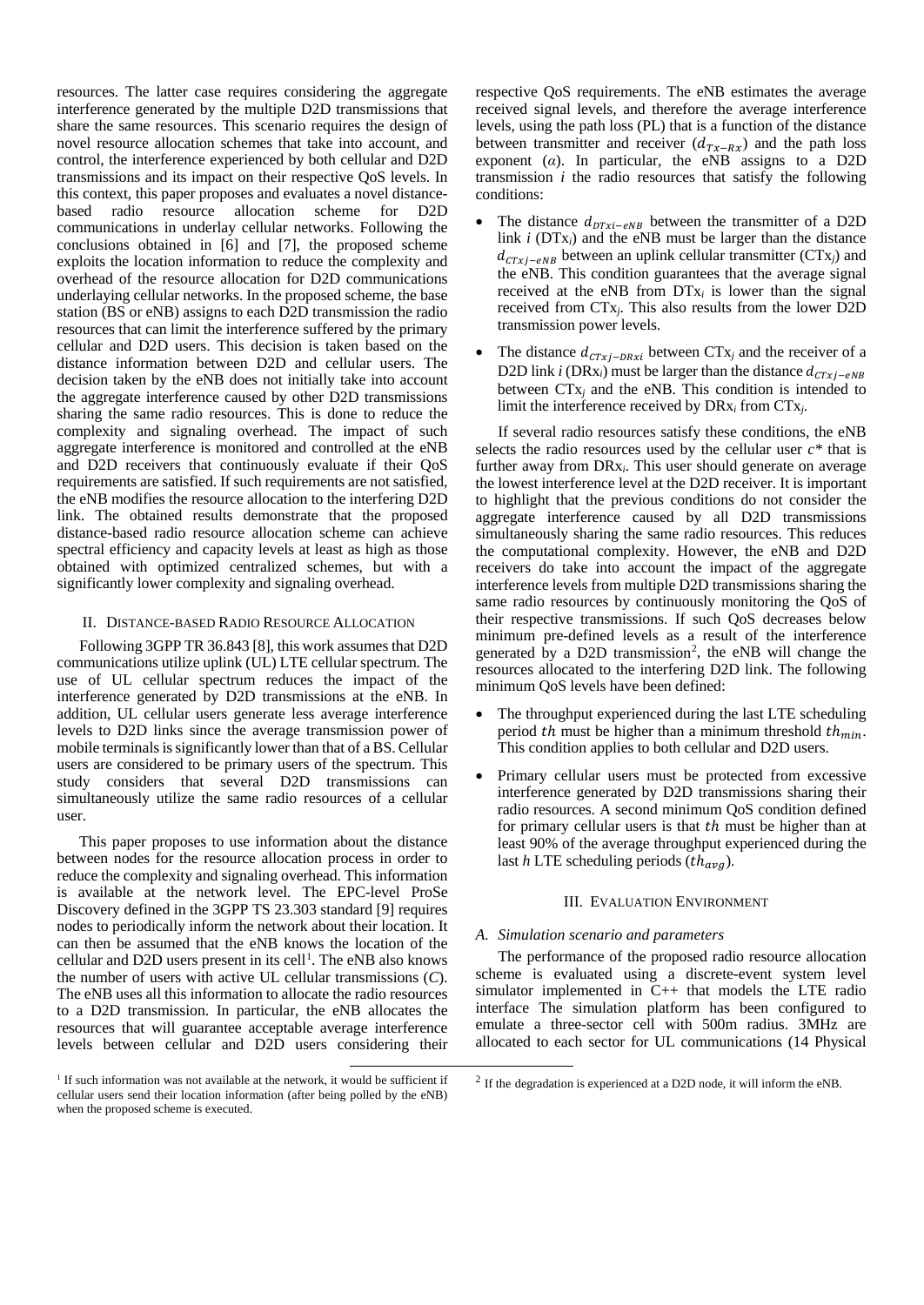resources. The latter case requires considering the aggregate interference generated by the multiple D2D transmissions that share the same resources. This scenario requires the design of novel resource allocation schemes that take into account, and control, the interference experienced by both cellular and D2D transmissions and its impact on their respective QoS levels. In this context, this paper proposes and evaluates a novel distance-based radio resource allocation scheme for D2D communications in underlay cellular networks. Following the conclusions obtained in [6] and [7], the proposed scheme exploits the location information to reduce the complexity and overhead of the resource allocation for D2D communications underlaying cellular networks. In the proposed scheme, the base station (BS or eNB) assigns to each D2D transmission the radio resources that can limit the interference suffered by the primary cellular and D2D users. This decision is taken based on the distance information between D2D and cellular users. The decision taken by the eNB does not initially take into account the aggregate interference caused by other D2D transmissions sharing the same radio resources. This is done to reduce the complexity and signaling overhead. The impact of such aggregate interference is monitored and controlled at the eNB and D2D receivers that continuously evaluate if their QoS requirements are satisfied. If such requirements are not satisfied, the eNB modifies the resource allocation to the interfering D2D link. The obtained results demonstrate that the proposed distance-based radio resource allocation scheme can achieve spectral efficiency and capacity levels at least as high as those obtained with optimized centralized schemes, but with a significantly lower complexity and signaling overhead.

## II. Distance-based Radio Resource Allocation

Following 3GPP TR 36.843 [8], this work assumes that D2D communications utilize uplink (UL) LTE cellular spectrum. The use of UL cellular spectrum reduces the impact of the interference generated by D2D transmissions at the eNB. In addition, UL cellular users generate less average interference levels to D2D links since the average transmission power of mobile terminals is significantly lower than that of a BS. Cellular users are considered to be primary users of the spectrum. This study considers that several D2D transmissions can simultaneously utilize the same radio resources of a cellular user.

This paper proposes to use information about the distance between nodes for the resource allocation process in order to reduce the complexity and signaling overhead. This information is available at the network level. The EPC-level ProSe Discovery defined in the 3GPP TS 23.303 standard [9] requires nodes to periodically inform the network about their location. It can then be assumed that the eNB knows the location of the cellular and D2D users present in its cell[1]. The eNB also knows the number of users with active UL cellular transmissions ($C$). The eNB uses all this information to allocate the radio resources to a D2D transmission. In particular, the eNB allocates the resources that will guarantee acceptable average interference levels between cellular and D2D users considering their respective QoS requirements. The eNB estimates the average received signal levels, and therefore the average interference levels, using the path loss (PL) that is a function of the distance between transmitter and receiver ($d_{Tx-Rx}$) and the path loss exponent ($\alpha$). In particular, the eNB assigns to a D2D transmission $i$ the radio resources that satisfy the following conditions:

- The distance $d_{DTxi-eNB}$ between the transmitter of a D2D link $i$ ($DTx_i$) and the eNB must be larger than the distance $d_{CTxj-eNB}$ between an uplink cellular transmitter ($CTx_j$) and the eNB. This condition guarantees that the average signal received at the eNB from $DTx_i$ is lower than the signal received from $CTx_j$. This also results from the lower D2D transmission power levels.
- The distance $d_{CTxj-DRxi}$ between $CTx_j$ and the receiver of a D2D link $i$ ($DRx_i$) must be larger than the distance $d_{CTxj-eNB}$ between $CTx_j$ and the eNB. This condition is intended to limit the interference received by $DRx_i$ from $CTx_j$.

If several radio resources satisfy these conditions, the eNB selects the radio resources used by the cellular user $c^*$ that is further away from $DRx_i$. This user should generate on average the lowest interference level at the D2D receiver. It is important to highlight that the previous conditions do not consider the aggregate interference caused by all D2D transmissions simultaneously sharing the same radio resources. This reduces the computational complexity. However, the eNB and D2D receivers do take into account the impact of the aggregate interference levels from multiple D2D transmissions sharing the same radio resources by continuously monitoring the QoS of their respective transmissions. If such QoS decreases below minimum pre-defined levels as a result of the interference generated by a D2D transmission[2], the eNB will change the resources allocated to the interfering D2D link. The following minimum QoS levels have been defined:

- The throughput experienced during the last LTE scheduling period $th$ must be higher than a minimum threshold $th_{min}$. This condition applies to both cellular and D2D users.
- Primary cellular users must be protected from excessive interference generated by D2D transmissions sharing their radio resources. A second minimum QoS condition defined for primary cellular users is that $th$ must be higher than at least 90% of the average throughput experienced during the last $h$ LTE scheduling periods ($th_{avg}$).

## III. Evaluation Environment

### A. Simulation scenario and parameters

The performance of the proposed radio resource allocation scheme is evaluated using a discrete-event system level simulator implemented in C++ that models the LTE radio interface The simulation platform has been configured to emulate a three-sector cell with 500m radius. 3MHz are allocated to each sector for UL communications (14 Physical

[1] If such information was not available at the network, it would be sufficient if cellular users send their location information (after being polled by the eNB) when the proposed scheme is executed.

[2] If the degradation is experienced at a D2D node, it will inform the eNB.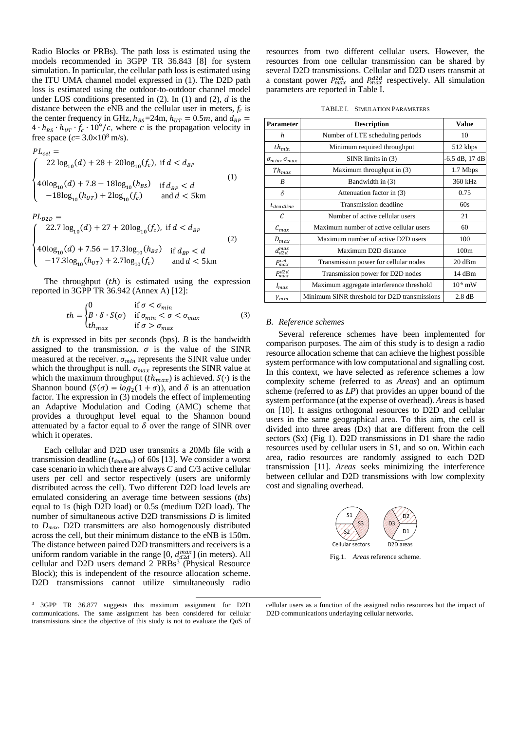Radio Blocks or PRBs). The path loss is estimated using the models recommended in 3GPP TR 36.843 [8] for system simulation. In particular, the cellular path loss is estimated using the ITU UMA channel model expressed in (1). The D2D path loss is estimated using the outdoor-to-outdoor channel model under LOS conditions presented in (2). In (1) and (2), $d$ is the distance between the eNB and the cellular user in meters, $f_c$ is the center frequency in GHz, $h_{BS}$=24m, $h_{UT} = 0.5m$, and $d_{BP} = 4 \cdot h_{BS} \cdot h_{UT} \cdot f_c \cdot 10^9/c$, where $c$ is the propagation velocity in free space ($c$= 3.0×10[8] m/s).

$$
PL_{cel} = \begin{cases} 22\log_{10}(d) + 28 + 20\log_{10}(f_c), & \text{if } d < d_{BP} \\ 40\log_{10}(d) + 7.8 - 18\log_{10}(h_{BS}) & \text{if } d_{BP} < d \\ \quad -18\log_{10}(h_{UT}) + 2\log_{10}(f_c) & \text{and } d < 5\text{km} \end{cases} \tag{1}
$$

$$
PL_{D2D} = \begin{cases} 22.7\log_{10}(d) + 27 + 20\log_{10}(f_c), & \text{if } d < d_{BP} \\ 40\log_{10}(d) + 7.56 - 17.3\log_{10}(h_{BS}) & \text{if } d_{BP} < d \\ \quad -17.3\log_{10}(h_{UT}) + 2.7\log_{10}(f_c) & \text{and } d < 5\text{km} \end{cases} \tag{2}
$$

The throughput ($th$) is estimated using the expression reported in 3GPP TR 36.942 (Annex A) [12]:

$$
th = \begin{cases} 0 & \text{if } \sigma < \sigma_{min} \\ B \cdot \delta \cdot S(\sigma) & \text{if } \sigma_{min} < \sigma < \sigma_{max} \\ th_{max} & \text{if } \sigma > \sigma_{max} \end{cases} \tag{3}
$$

$th$ is expressed in bits per seconds (bps). $B$ is the bandwidth assigned to the transmission. $\sigma$ is the value of the SINR measured at the receiver. $\sigma_{min}$ represents the SINR value under which the throughput is null. $\sigma_{max}$ represents the SINR value at which the maximum throughput ($th_{max}$) is achieved. $S(\cdot)$ is the Shannon bound ($S(\sigma) = log_2(1 + \sigma)$), and $\delta$ is an attenuation factor. The expression in (3) models the effect of implementing an Adaptive Modulation and Coding (AMC) scheme that provides a throughput level equal to the Shannon bound attenuated by a factor equal to $\delta$ over the range of SINR over which it operates.

Each cellular and D2D user transmits a 20Mb file with a transmission deadline ($t_{deadline}$) of 60s [13]. We consider a worst case scenario in which there are always $C$ and $C/3$ active cellular users per cell and sector respectively (users are uniformly distributed across the cell). Two different D2D load levels are emulated considering an average time between sessions (*tbs*) equal to 1s (high D2D load) or 0.5s (medium D2D load). The number of simultaneous active D2D transmissions $D$ is limited to $D_{max}$. D2D transmitters are also homogenously distributed across the cell, but their minimum distance to the eNB is 150m. The distance between paired D2D transmitters and receivers is a uniform random variable in the range [0, $d_{d2d}^{max}$] (in meters). All cellular and D2D users demand 2 PRBs[3] (Physical Resource Block); this is independent of the resource allocation scheme. D2D transmissions cannot utilize simultaneously radio resources from two different cellular users. However, the resources from one cellular transmission can be shared by several D2D transmissions. Cellular and D2D users transmit at a constant power $P_{max}^{cel}$ and $P_{max}^{d2d}$ respectively. All simulation parameters are reported in Table I.

TABLE I. SIMULATION PARAMETERS

| Parameter | Description | Value |
|---|---|---|
| $h$ | Number of LTE scheduling periods | 10 |
| $th_{min}$ | Minimum required throughput | 512 kbps |
| $\sigma_{min}$, $\sigma_{max}$ | SINR limits in (3) | -6.5 dB, 17 dB |
| $Th_{max}$ | Maximum throughput in (3) | 1.7 Mbps |
| $B$ | Bandwidth in (3) | 360 kHz |
| $\delta$ | Attenuation factor in (3) | 0.75 |
| $t_{deadline}$ | Transmission deadline | 60s |
| $C$ | Number of active cellular users | 21 |
| $C_{max}$ | Maximum number of active cellular users | 60 |
| $D_{max}$ | Maximum number of active D2D users | 100 |
| $d_{d2d}^{max}$ | Maximum D2D distance | 100m |
| $P_{max}^{cel}$ | Transmission power for cellular nodes | 20 dBm |
| $P_{max}^{d2d}$ | Transmission power for D2D nodes | 14 dBm |
| $I_{max}$ | Maximum aggregate interference threshold | $10^{-6}$ mW |
| $\gamma_{min}$ | Minimum SINR threshold for D2D transmissions | 2.8 dB |

### B. Reference schemes

Several reference schemes have been implemented for comparison purposes. The aim of this study is to design a radio resource allocation scheme that can achieve the highest possible system performance with low computational and signalling cost. In this context, we have selected as reference schemes a low complexity scheme (referred to as *Areas*) and an optimum scheme (referred to as *LP*) that provides an upper bound of the system performance (at the expense of overhead). *Areas* is based on [10]. It assigns orthogonal resources to D2D and cellular users in the same geographical area. To this aim, the cell is divided into three areas (Dx) that are different from the cell sectors (Sx) (Fig 1). D2D transmissions in D1 share the radio resources used by cellular users in S1, and so on. Within each area, radio resources are randomly assigned to each D2D transmission [11]. *Areas* seeks minimizing the interference between cellular and D2D transmissions with low complexity cost and signaling overhead.

S1 S3 S2 Cellular sectors — D2 D3 D1 D2D areas

Fig.1. *Areas* reference scheme.

[3] 3GPP TR 36.877 suggests this maximum assignment for D2D communications. The same assignment has been considered for cellular transmissions since the objective of this study is not to evaluate the QoS of cellular users as a function of the assigned radio resources but the impact of D2D communications underlaying cellular networks.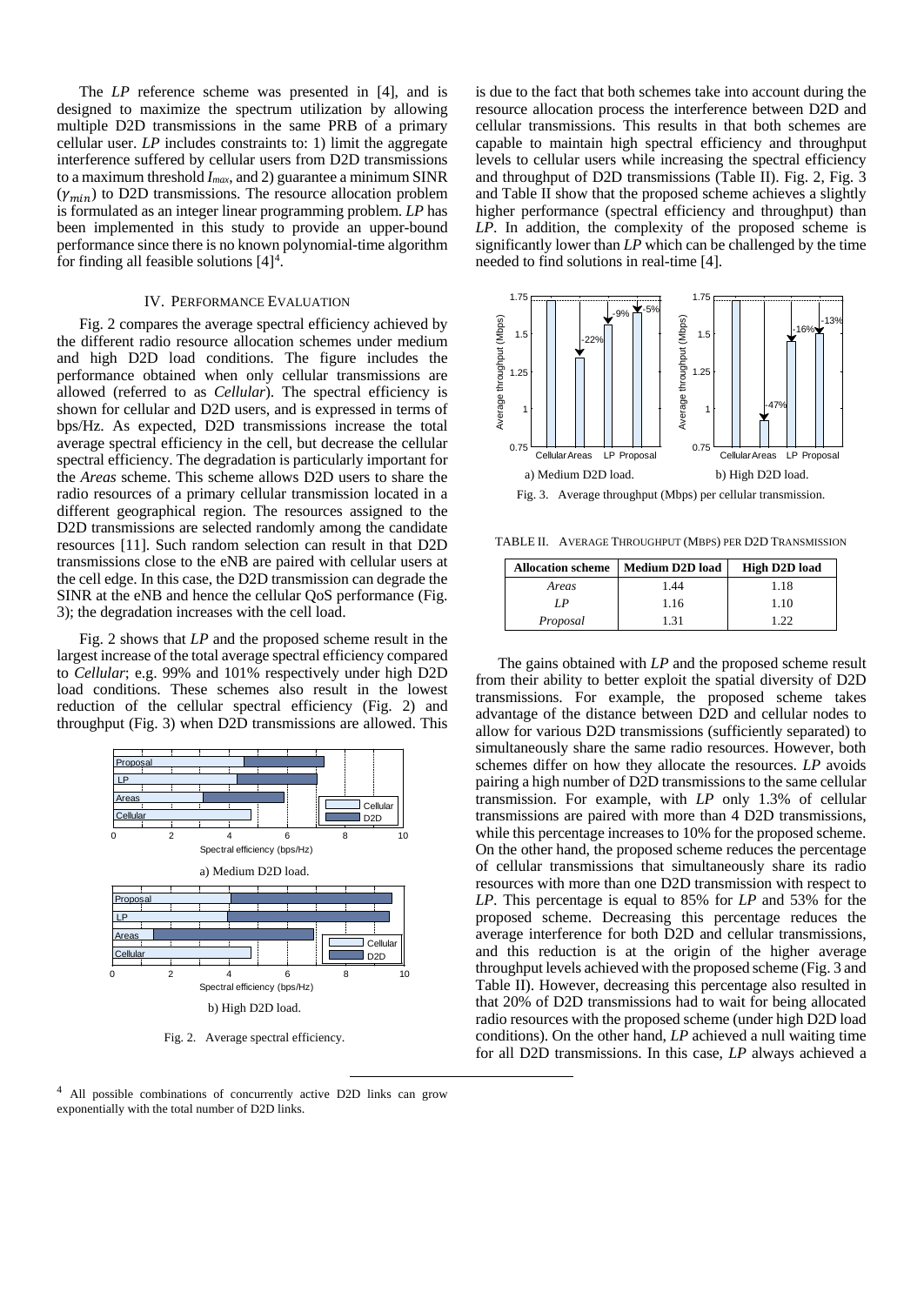The *LP* reference scheme was presented in [4], and is designed to maximize the spectrum utilization by allowing multiple D2D transmissions in the same PRB of a primary cellular user. *LP* includes constraints to: 1) limit the aggregate interference suffered by cellular users from D2D transmissions to a maximum threshold $I_{max}$, and 2) guarantee a minimum SINR ($\gamma_{min}$) to D2D transmissions. The resource allocation problem is formulated as an integer linear programming problem. *LP* has been implemented in this study to provide an upper-bound performance since there is no known polynomial-time algorithm for finding all feasible solutions [4][4].

## IV. Performance Evaluation

Fig. 2 compares the average spectral efficiency achieved by the different radio resource allocation schemes under medium and high D2D load conditions. The figure includes the performance obtained when only cellular transmissions are allowed (referred to as *Cellular*). The spectral efficiency is shown for cellular and D2D users, and is expressed in terms of bps/Hz. As expected, D2D transmissions increase the total average spectral efficiency in the cell, but decrease the cellular spectral efficiency. The degradation is particularly important for the *Areas* scheme. This scheme allows D2D users to share the radio resources of a primary cellular transmission located in a different geographical region. The resources assigned to the D2D transmissions are selected randomly among the candidate resources [11]. Such random selection can result in that D2D transmissions close to the eNB are paired with cellular users at the cell edge. In this case, the D2D transmission can degrade the SINR at the eNB and hence the cellular QoS performance (Fig. 3); the degradation increases with the cell load.

Fig. 2 shows that *LP* and the proposed scheme result in the largest increase of the total average spectral efficiency compared to *Cellular*; e.g. 99% and 101% respectively under high D2D load conditions. These schemes also result in the lowest reduction of the cellular spectral efficiency (Fig. 2) and throughput (Fig. 3) when D2D transmissions are allowed. This is due to the fact that both schemes take into account during the resource allocation process the interference between D2D and cellular transmissions. This results in that both schemes are capable to maintain high spectral efficiency and throughput levels to cellular users while increasing the spectral efficiency and throughput of D2D transmissions (Table II). Fig. 2, Fig. 3 and Table II show that the proposed scheme achieves a slightly higher performance (spectral efficiency and throughput) than *LP*. In addition, the complexity of the proposed scheme is significantly lower than *LP* which can be challenged by the time needed to find solutions in real-time [4].

a) Medium D2D load.

b) High D2D load.

Fig. 2. Average spectral efficiency.

a) Medium D2D load.

b) High D2D load.

Fig. 3. Average throughput (Mbps) per cellular transmission.

TABLE II. Average Throughput (Mbps) per D2D Transmission

| Allocation scheme | Medium D2D load | High D2D load |
|---|---|---|
| *Areas* | 1.44 | 1.18 |
| *LP* | 1.16 | 1.10 |
| *Proposal* | 1.31 | 1.22 |

The gains obtained with *LP* and the proposed scheme result from their ability to better exploit the spatial diversity of D2D transmissions. For example, the proposed scheme takes advantage of the distance between D2D and cellular nodes to allow for various D2D transmissions (sufficiently separated) to simultaneously share the same radio resources. However, both schemes differ on how they allocate the resources. *LP* avoids pairing a high number of D2D transmissions to the same cellular transmission. For example, with *LP* only 1.3% of cellular transmissions are paired with more than 4 D2D transmissions, while this percentage increases to 10% for the proposed scheme. On the other hand, the proposed scheme reduces the percentage of cellular transmissions that simultaneously share its radio resources with more than one D2D transmission with respect to *LP*. This percentage is equal to 85% for *LP* and 53% for the proposed scheme. Decreasing this percentage reduces the average interference for both D2D and cellular transmissions, and this reduction is at the origin of the higher average throughput levels achieved with the proposed scheme (Fig. 3 and Table II). However, decreasing this percentage also resulted in that 20% of D2D transmissions had to wait for being allocated radio resources with the proposed scheme (under high D2D load conditions). On the other hand, *LP* achieved a null waiting time for all D2D transmissions. In this case, *LP* always achieved a

[4] All possible combinations of concurrently active D2D links can grow exponentially with the total number of D2D links.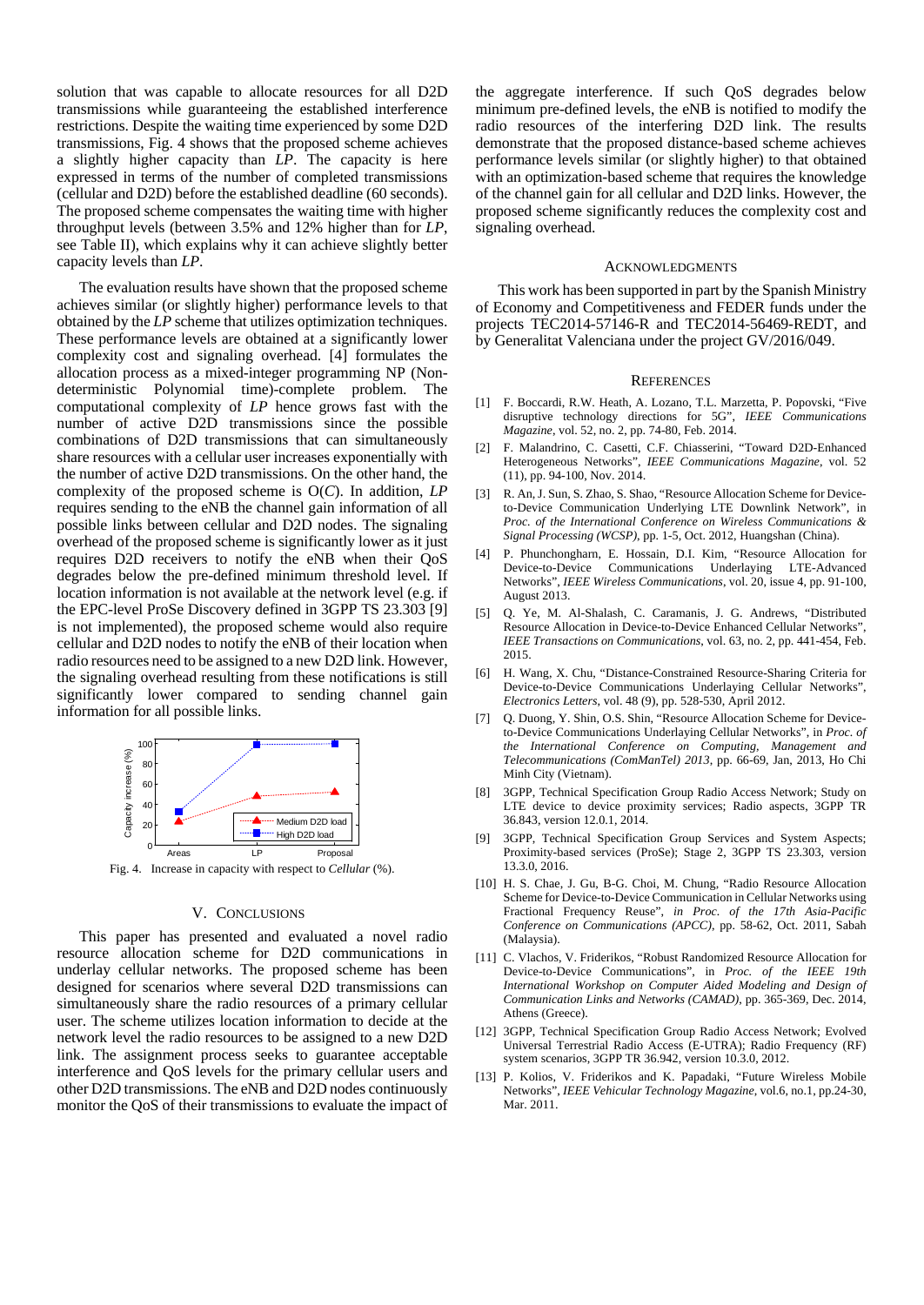solution that was capable to allocate resources for all D2D transmissions while guaranteeing the established interference restrictions. Despite the waiting time experienced by some D2D transmissions, Fig. 4 shows that the proposed scheme achieves a slightly higher capacity than *LP*. The capacity is here expressed in terms of the number of completed transmissions (cellular and D2D) before the established deadline (60 seconds). The proposed scheme compensates the waiting time with higher throughput levels (between 3.5% and 12% higher than for *LP*, see Table II), which explains why it can achieve slightly better capacity levels than *LP*.

The evaluation results have shown that the proposed scheme achieves similar (or slightly higher) performance levels to that obtained by the *LP* scheme that utilizes optimization techniques. These performance levels are obtained at a significantly lower complexity cost and signaling overhead. [4] formulates the allocation process as a mixed-integer programming NP (Non-deterministic Polynomial time)-complete problem. The computational complexity of *LP* hence grows fast with the number of active D2D transmissions since the possible combinations of D2D transmissions that can simultaneously share resources with a cellular user increases exponentially with the number of active D2D transmissions. On the other hand, the complexity of the proposed scheme is $O(C)$. In addition, *LP* requires sending to the eNB the channel gain information of all possible links between cellular and D2D nodes. The signaling overhead of the proposed scheme is significantly lower as it just requires D2D receivers to notify the eNB when their QoS degrades below the pre-defined minimum threshold level. If location information is not available at the network level (e.g. if the EPC-level ProSe Discovery defined in 3GPP TS 23.303 [9] is not implemented), the proposed scheme would also require cellular and D2D nodes to notify the eNB of their location when radio resources need to be assigned to a new D2D link. However, the signaling overhead resulting from these notifications is still significantly lower compared to sending channel gain information for all possible links.

Capacity increase (%)
100
80
60
40
20
0
Areas
LP
Proposal
Medium D2D load
High D2D load

Fig. 4. Increase in capacity with respect to *Cellular* (%).

## V. Conclusions

This paper has presented and evaluated a novel radio resource allocation scheme for D2D communications in underlay cellular networks. The proposed scheme has been designed for scenarios where several D2D transmissions can simultaneously share the radio resources of a primary cellular user. The scheme utilizes location information to decide at the network level the radio resources to be assigned to a new D2D link. The assignment process seeks to guarantee acceptable interference and QoS levels for the primary cellular users and other D2D transmissions. The eNB and D2D nodes continuously monitor the QoS of their transmissions to evaluate the impact of the aggregate interference. If such QoS degrades below minimum pre-defined levels, the eNB is notified to modify the radio resources of the interfering D2D link. The results demonstrate that the proposed distance-based scheme achieves performance levels similar (or slightly higher) to that obtained with an optimization-based scheme that requires the knowledge of the channel gain for all cellular and D2D links. However, the proposed scheme significantly reduces the complexity cost and signaling overhead.

## Acknowledgments

This work has been supported in part by the Spanish Ministry of Economy and Competitiveness and FEDER funds under the projects TEC2014-57146-R and TEC2014-56469-REDT, and by Generalitat Valenciana under the project GV/2016/049.

## References

[1] F. Boccardi, R.W. Heath, A. Lozano, T.L. Marzetta, P. Popovski, "Five disruptive technology directions for 5G", *IEEE Communications Magazine*, vol. 52, no. 2, pp. 74-80, Feb. 2014.

[2] F. Malandrino, C. Casetti, C.F. Chiasserini, "Toward D2D-Enhanced Heterogeneous Networks", *IEEE Communications Magazine*, vol. 52 (11), pp. 94-100, Nov. 2014.

[3] R. An, J. Sun, S. Zhao, S. Shao, "Resource Allocation Scheme for Device-to-Device Communication Underlying LTE Downlink Network", in *Proc. of the International Conference on Wireless Communications & Signal Processing (WCSP)*, pp. 1-5, Oct. 2012, Huangshan (China).

[4] P. Phunchongharn, E. Hossain, D.I. Kim, "Resource Allocation for Device-to-Device Communications Underlying LTE-Advanced Networks", *IEEE Wireless Communications*, vol. 20, issue 4, pp. 91-100, August 2013.

[5] Q. Ye, M. Al-Shalash, C. Caramanis, J. G. Andrews, "Distributed Resource Allocation in Device-to-Device Enhanced Cellular Networks", *IEEE Transactions on Communications*, vol. 63, no. 2, pp. 441-454, Feb. 2015.

[6] H. Wang, X. Chu, "Distance-Constrained Resource-Sharing Criteria for Device-to-Device Communications Underlaying Cellular Networks", *Electronics Letters*, vol. 48 (9), pp. 528-530, April 2012.

[7] Q. Duong, Y. Shin, O.S. Shin, "Resource Allocation Scheme for Device-to-Device Communications Underlaying Cellular Networks", in *Proc. of the International Conference on Computing, Management and Telecommunications (ComManTel) 2013*, pp. 66-69, Jan, 2013, Ho Chi Minh City (Vietnam).

[8] 3GPP, Technical Specification Group Radio Access Network; Study on LTE device to device proximity services; Radio aspects, 3GPP TR 36.843, version 12.0.1, 2014.

[9] 3GPP, Technical Specification Group Services and System Aspects; Proximity-based services (ProSe); Stage 2, 3GPP TS 23.303, version 13.3.0, 2016.

[10] H. S. Chae, J. Gu, B-G. Choi, M. Chung, "Radio Resource Allocation Scheme for Device-to-Device Communication in Cellular Networks using Fractional Frequency Reuse", *in Proc. of the 17th Asia-Pacific Conference on Communications (APCC)*, pp. 58-62, Oct. 2011, Sabah (Malaysia).

[11] C. Vlachos, V. Friderikos, "Robust Randomized Resource Allocation for Device-to-Device Communications", in *Proc. of the IEEE 19th International Workshop on Computer Aided Modeling and Design of Communication Links and Networks (CAMAD)*, pp. 365-369, Dec. 2014, Athens (Greece).

[12] 3GPP, Technical Specification Group Radio Access Network; Evolved Universal Terrestrial Radio Access (E-UTRA); Radio Frequency (RF) system scenarios, 3GPP TR 36.942, version 10.3.0, 2012.

[13] P. Kolios, V. Friderikos and K. Papadaki, "Future Wireless Mobile Networks", *IEEE Vehicular Technology Magazine*, vol.6, no.1, pp.24-30, Mar. 2011.